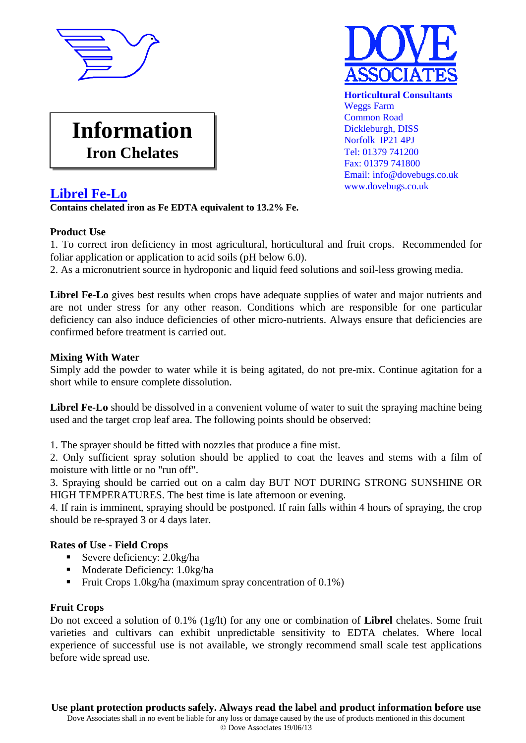DOVE ASSOCIATES

**Horticultural Consultants**
Weggs Farm
Common Road
Dickleburgh, DISS
Norfolk IP21 4PJ
Tel: 01379 741200
Fax: 01379 741800
Email: info@dovebugs.co.uk
www.dovebugs.co.uk

# Information
## Iron Chelates

## Librel Fe-Lo

**Contains chelated iron as Fe EDTA equivalent to 13.2% Fe.**

**Product Use**

1. To correct iron deficiency in most agricultural, horticultural and fruit crops. Recommended for foliar application or application to acid soils (pH below 6.0).
2. As a micronutrient source in hydroponic and liquid feed solutions and soil-less growing media.

**Librel Fe-Lo** gives best results when crops have adequate supplies of water and major nutrients and are not under stress for any other reason. Conditions which are responsible for one particular deficiency can also induce deficiencies of other micro-nutrients. Always ensure that deficiencies are confirmed before treatment is carried out.

**Mixing With Water**

Simply add the powder to water while it is being agitated, do not pre-mix. Continue agitation for a short while to ensure complete dissolution.

**Librel Fe-Lo** should be dissolved in a convenient volume of water to suit the spraying machine being used and the target crop leaf area. The following points should be observed:

1. The sprayer should be fitted with nozzles that produce a fine mist.
2. Only sufficient spray solution should be applied to coat the leaves and stems with a film of moisture with little or no "run off".
3. Spraying should be carried out on a calm day BUT NOT DURING STRONG SUNSHINE OR HIGH TEMPERATURES. The best time is late afternoon or evening.
4. If rain is imminent, spraying should be postponed. If rain falls within 4 hours of spraying, the crop should be re-sprayed 3 or 4 days later.

**Rates of Use - Field Crops**

- Severe deficiency: 2.0kg/ha
- Moderate Deficiency: 1.0kg/ha
- Fruit Crops 1.0kg/ha (maximum spray concentration of 0.1%)

**Fruit Crops**

Do not exceed a solution of 0.1% (1g/lt) for any one or combination of **Librel** chelates. Some fruit varieties and cultivars can exhibit unpredictable sensitivity to EDTA chelates. Where local experience of successful use is not available, we strongly recommend small scale test applications before wide spread use.

**Use plant protection products safely. Always read the label and product information before use**

Dove Associates shall in no event be liable for any loss or damage caused by the use of products mentioned in this document

© Dove Associates 19/06/13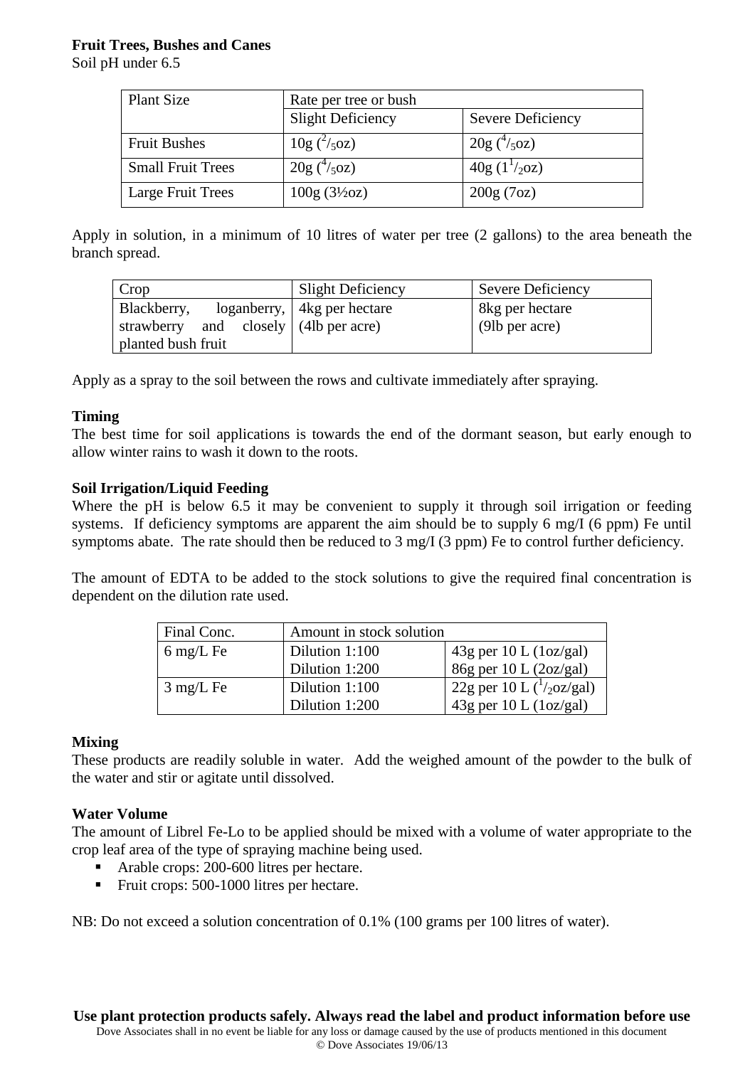**Fruit Trees, Bushes and Canes**

Soil pH under 6.5

| Plant Size | Rate per tree or bush | |
|---|---|---|
| | Slight Deficiency | Severe Deficiency |
| Fruit Bushes | 10g ($^{2}/_{5}$oz) | 20g ($^{4}/_{5}$oz) |
| Small Fruit Trees | 20g ($^{4}/_{5}$oz) | 40g ($1^{1}/_{2}$oz) |
| Large Fruit Trees | 100g (3½oz) | 200g (7oz) |

Apply in solution, in a minimum of 10 litres of water per tree (2 gallons) to the area beneath the branch spread.

| Crop | Slight Deficiency | Severe Deficiency |
|---|---|---|
| Blackberry, loganberry, strawberry and closely planted bush fruit | 4kg per hectare (4lb per acre) | 8kg per hectare (9lb per acre) |

Apply as a spray to the soil between the rows and cultivate immediately after spraying.

**Timing**

The best time for soil applications is towards the end of the dormant season, but early enough to allow winter rains to wash it down to the roots.

**Soil Irrigation/Liquid Feeding**

Where the pH is below 6.5 it may be convenient to supply it through soil irrigation or feeding systems. If deficiency symptoms are apparent the aim should be to supply 6 mg/I (6 ppm) Fe until symptoms abate. The rate should then be reduced to 3 mg/I (3 ppm) Fe to control further deficiency.

The amount of EDTA to be added to the stock solutions to give the required final concentration is dependent on the dilution rate used.

| Final Conc. | Amount in stock solution | |
|---|---|---|
| 6 mg/L Fe | Dilution 1:100 | 43g per 10 L (1oz/gal) |
| | Dilution 1:200 | 86g per 10 L (2oz/gal) |
| 3 mg/L Fe | Dilution 1:100 | 22g per 10 L ($^{1}/_{2}$oz/gal) |
| | Dilution 1:200 | 43g per 10 L (1oz/gal) |

**Mixing**

These products are readily soluble in water. Add the weighed amount of the powder to the bulk of the water and stir or agitate until dissolved.

**Water Volume**

The amount of Librel Fe-Lo to be applied should be mixed with a volume of water appropriate to the crop leaf area of the type of spraying machine being used.

- Arable crops: 200-600 litres per hectare.
- Fruit crops: 500-1000 litres per hectare.

NB: Do not exceed a solution concentration of 0.1% (100 grams per 100 litres of water).

**Use plant protection products safely. Always read the label and product information before use**

Dove Associates shall in no event be liable for any loss or damage caused by the use of products mentioned in this document

© Dove Associates 19/06/13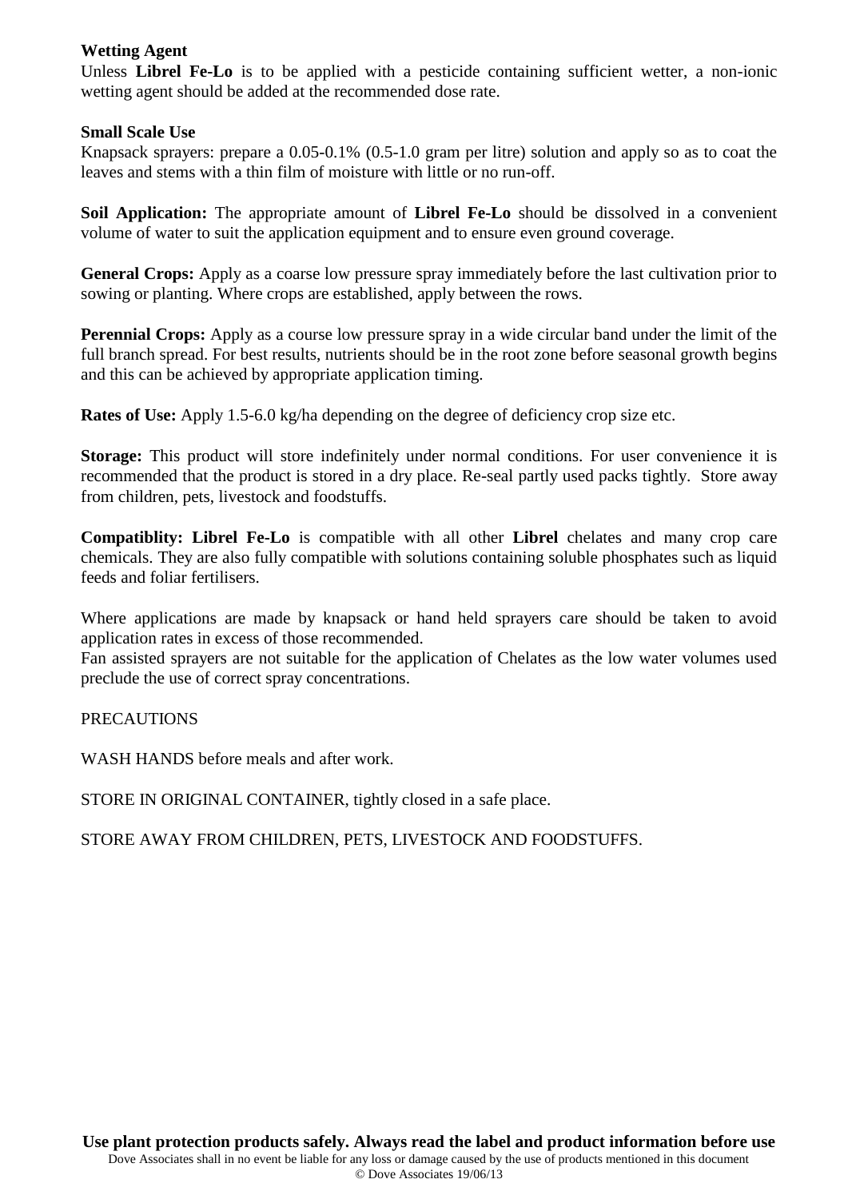**Wetting Agent**

Unless **Librel Fe-Lo** is to be applied with a pesticide containing sufficient wetter, a non-ionic wetting agent should be added at the recommended dose rate.

**Small Scale Use**

Knapsack sprayers: prepare a 0.05-0.1% (0.5-1.0 gram per litre) solution and apply so as to coat the leaves and stems with a thin film of moisture with little or no run-off.

**Soil Application:** The appropriate amount of **Librel Fe-Lo** should be dissolved in a convenient volume of water to suit the application equipment and to ensure even ground coverage.

**General Crops:** Apply as a coarse low pressure spray immediately before the last cultivation prior to sowing or planting. Where crops are established, apply between the rows.

**Perennial Crops:** Apply as a course low pressure spray in a wide circular band under the limit of the full branch spread. For best results, nutrients should be in the root zone before seasonal growth begins and this can be achieved by appropriate application timing.

**Rates of Use:** Apply 1.5-6.0 kg/ha depending on the degree of deficiency crop size etc.

**Storage:** This product will store indefinitely under normal conditions. For user convenience it is recommended that the product is stored in a dry place. Re-seal partly used packs tightly. Store away from children, pets, livestock and foodstuffs.

**Compatiblity: Librel Fe-Lo** is compatible with all other **Librel** chelates and many crop care chemicals. They are also fully compatible with solutions containing soluble phosphates such as liquid feeds and foliar fertilisers.

Where applications are made by knapsack or hand held sprayers care should be taken to avoid application rates in excess of those recommended.
Fan assisted sprayers are not suitable for the application of Chelates as the low water volumes used preclude the use of correct spray concentrations.

PRECAUTIONS

WASH HANDS before meals and after work.

STORE IN ORIGINAL CONTAINER, tightly closed in a safe place.

STORE AWAY FROM CHILDREN, PETS, LIVESTOCK AND FOODSTUFFS.

**Use plant protection products safely. Always read the label and product information before use**

Dove Associates shall in no event be liable for any loss or damage caused by the use of products mentioned in this document

© Dove Associates 19/06/13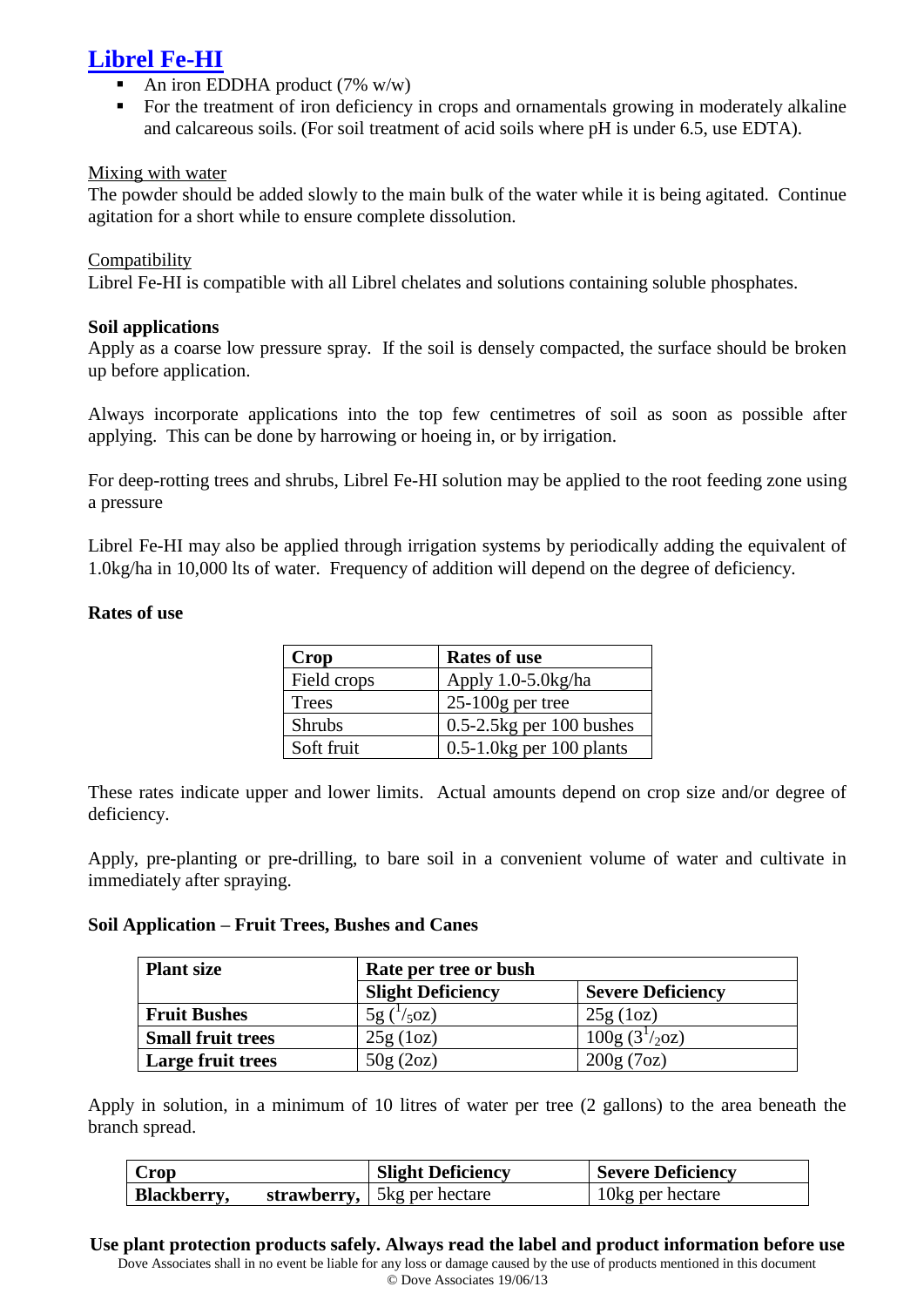## Librel Fe-HI

- An iron EDDHA product (7% w/w)
- For the treatment of iron deficiency in crops and ornamentals growing in moderately alkaline and calcareous soils. (For soil treatment of acid soils where pH is under 6.5, use EDTA).

Mixing with water

The powder should be added slowly to the main bulk of the water while it is being agitated. Continue agitation for a short while to ensure complete dissolution.

Compatibility

Librel Fe-HI is compatible with all Librel chelates and solutions containing soluble phosphates.

**Soil applications**

Apply as a coarse low pressure spray. If the soil is densely compacted, the surface should be broken up before application.

Always incorporate applications into the top few centimetres of soil as soon as possible after applying. This can be done by harrowing or hoeing in, or by irrigation.

For deep-rotting trees and shrubs, Librel Fe-HI solution may be applied to the root feeding zone using a pressure

Librel Fe-HI may also be applied through irrigation systems by periodically adding the equivalent of 1.0kg/ha in 10,000 lts of water. Frequency of addition will depend on the degree of deficiency.

**Rates of use**

| Crop | Rates of use |
|---|---|
| Field crops | Apply 1.0-5.0kg/ha |
| Trees | 25-100g per tree |
| Shrubs | 0.5-2.5kg per 100 bushes |
| Soft fruit | 0.5-1.0kg per 100 plants |

These rates indicate upper and lower limits. Actual amounts depend on crop size and/or degree of deficiency.

Apply, pre-planting or pre-drilling, to bare soil in a convenient volume of water and cultivate in immediately after spraying.

**Soil Application – Fruit Trees, Bushes and Canes**

| Plant size | Rate per tree or bush | |
|---|---|---|
| | Slight Deficiency | Severe Deficiency |
| **Fruit Bushes** | 5g ($^{1}/_{5}$oz) | 25g (1oz) |
| **Small fruit trees** | 25g (1oz) | 100g (3$^{1}/_{2}$oz) |
| **Large fruit trees** | 50g (2oz) | 200g (7oz) |

Apply in solution, in a minimum of 10 litres of water per tree (2 gallons) to the area beneath the branch spread.

| Crop | Slight Deficiency | Severe Deficiency |
|---|---|---|
| **Blackberry, strawberry,** | 5kg per hectare | 10kg per hectare |

**Use plant protection products safely. Always read the label and product information before use**

Dove Associates shall in no event be liable for any loss or damage caused by the use of products mentioned in this document

© Dove Associates 19/06/13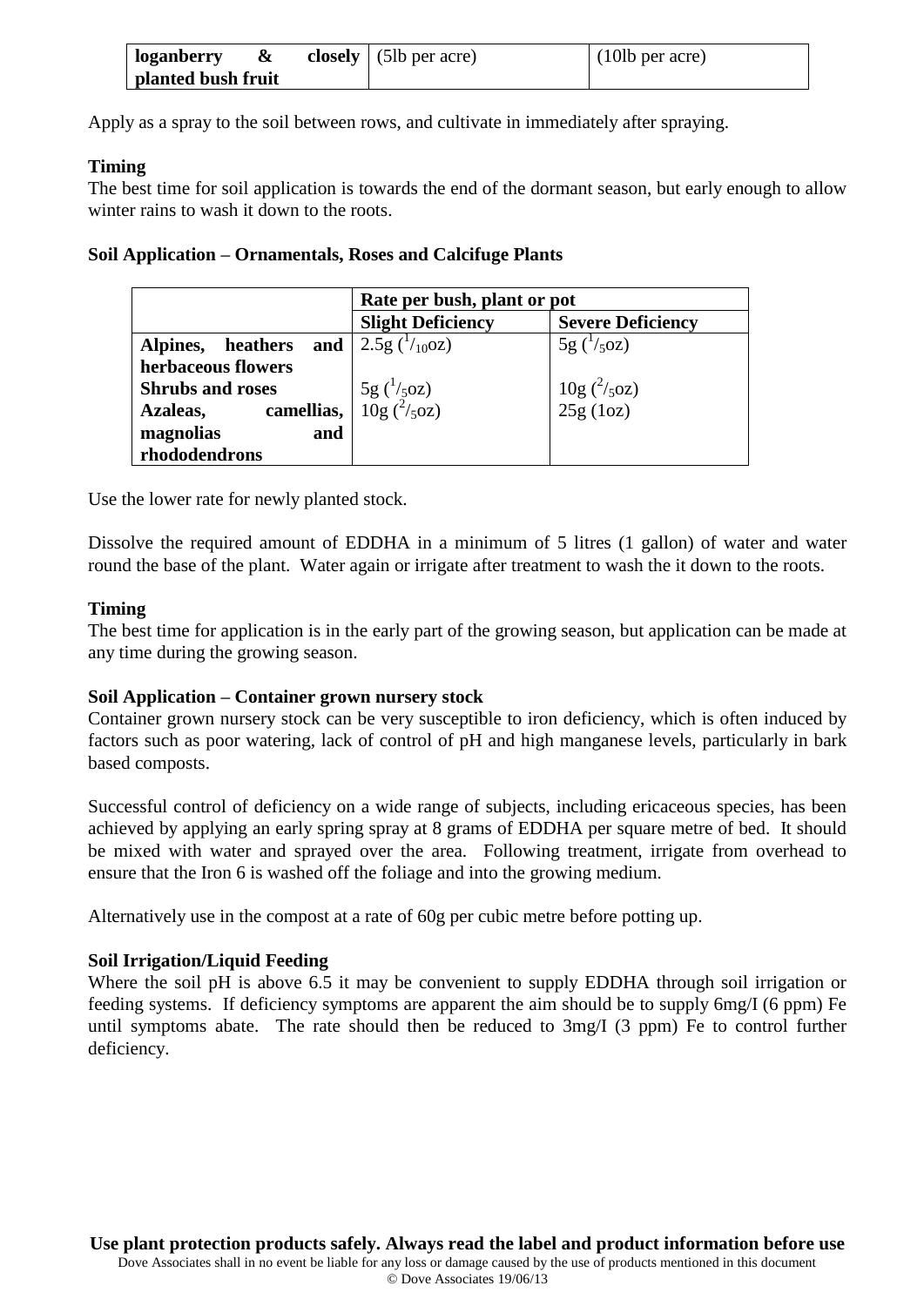| **loganberry & closely planted bush fruit** | (5lb per acre) | (10lb per acre) |
|---|---|---|

Apply as a spray to the soil between rows, and cultivate in immediately after spraying.

**Timing**
The best time for soil application is towards the end of the dormant season, but early enough to allow winter rains to wash it down to the roots.

**Soil Application – Ornamentals, Roses and Calcifuge Plants**

| | **Rate per bush, plant or pot** | |
|---|---|---|
| | **Slight Deficiency** | **Severe Deficiency** |
| **Alpines, heathers and herbaceous flowers** | 2.5g ($^{1}/_{10}$oz) | 5g ($^{1}/_{5}$oz) |
| **Shrubs and roses** | 5g ($^{1}/_{5}$oz) | 10g ($^{2}/_{5}$oz) |
| **Azaleas, camellias, magnolias and rhododendrons** | 10g ($^{2}/_{5}$oz) | 25g (1oz) |

Use the lower rate for newly planted stock.

Dissolve the required amount of EDDHA in a minimum of 5 litres (1 gallon) of water and water round the base of the plant. Water again or irrigate after treatment to wash the it down to the roots.

**Timing**
The best time for application is in the early part of the growing season, but application can be made at any time during the growing season.

**Soil Application – Container grown nursery stock**
Container grown nursery stock can be very susceptible to iron deficiency, which is often induced by factors such as poor watering, lack of control of pH and high manganese levels, particularly in bark based composts.

Successful control of deficiency on a wide range of subjects, including ericaceous species, has been achieved by applying an early spring spray at 8 grams of EDDHA per square metre of bed. It should be mixed with water and sprayed over the area. Following treatment, irrigate from overhead to ensure that the Iron 6 is washed off the foliage and into the growing medium.

Alternatively use in the compost at a rate of 60g per cubic metre before potting up.

**Soil Irrigation/Liquid Feeding**
Where the soil pH is above 6.5 it may be convenient to supply EDDHA through soil irrigation or feeding systems. If deficiency symptoms are apparent the aim should be to supply 6mg/I (6 ppm) Fe until symptoms abate. The rate should then be reduced to 3mg/I (3 ppm) Fe to control further deficiency.

**Use plant protection products safely. Always read the label and product information before use**
Dove Associates shall in no event be liable for any loss or damage caused by the use of products mentioned in this document
© Dove Associates 19/06/13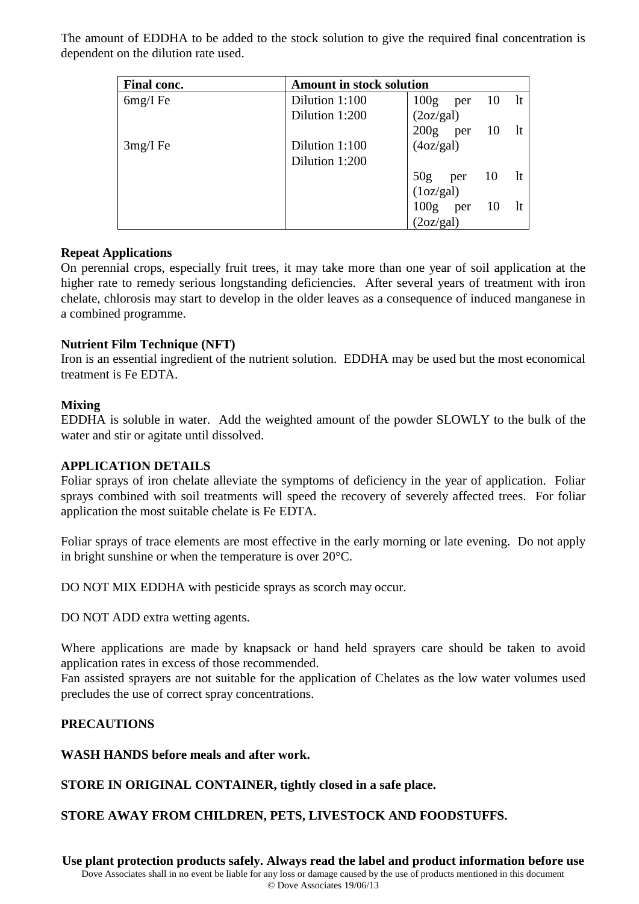The amount of EDDHA to be added to the stock solution to give the required final concentration is dependent on the dilution rate used.

| Final conc. | Amount in stock solution | |
|---|---|---|
| 6mg/l Fe | Dilution 1:100 | 100g per 10 lt (2oz/gal) |
| | Dilution 1:200 | 200g per 10 lt (4oz/gal) |
| 3mg/l Fe | Dilution 1:100 | 50g per 10 lt (1oz/gal) |
| | Dilution 1:200 | 100g per 10 lt (2oz/gal) |

**Repeat Applications**

On perennial crops, especially fruit trees, it may take more than one year of soil application at the higher rate to remedy serious longstanding deficiencies. After several years of treatment with iron chelate, chlorosis may start to develop in the older leaves as a consequence of induced manganese in a combined programme.

**Nutrient Film Technique (NFT)**

Iron is an essential ingredient of the nutrient solution. EDDHA may be used but the most economical treatment is Fe EDTA.

**Mixing**

EDDHA is soluble in water. Add the weighted amount of the powder SLOWLY to the bulk of the water and stir or agitate until dissolved.

**APPLICATION DETAILS**

Foliar sprays of iron chelate alleviate the symptoms of deficiency in the year of application. Foliar sprays combined with soil treatments will speed the recovery of severely affected trees. For foliar application the most suitable chelate is Fe EDTA.

Foliar sprays of trace elements are most effective in the early morning or late evening. Do not apply in bright sunshine or when the temperature is over 20°C.

DO NOT MIX EDDHA with pesticide sprays as scorch may occur.

DO NOT ADD extra wetting agents.

Where applications are made by knapsack or hand held sprayers care should be taken to avoid application rates in excess of those recommended.

Fan assisted sprayers are not suitable for the application of Chelates as the low water volumes used precludes the use of correct spray concentrations.

**PRECAUTIONS**

**WASH HANDS before meals and after work.**

**STORE IN ORIGINAL CONTAINER, tightly closed in a safe place.**

**STORE AWAY FROM CHILDREN, PETS, LIVESTOCK AND FOODSTUFFS.**

**Use plant protection products safely. Always read the label and product information before use**

Dove Associates shall in no event be liable for any loss or damage caused by the use of products mentioned in this document

© Dove Associates 19/06/13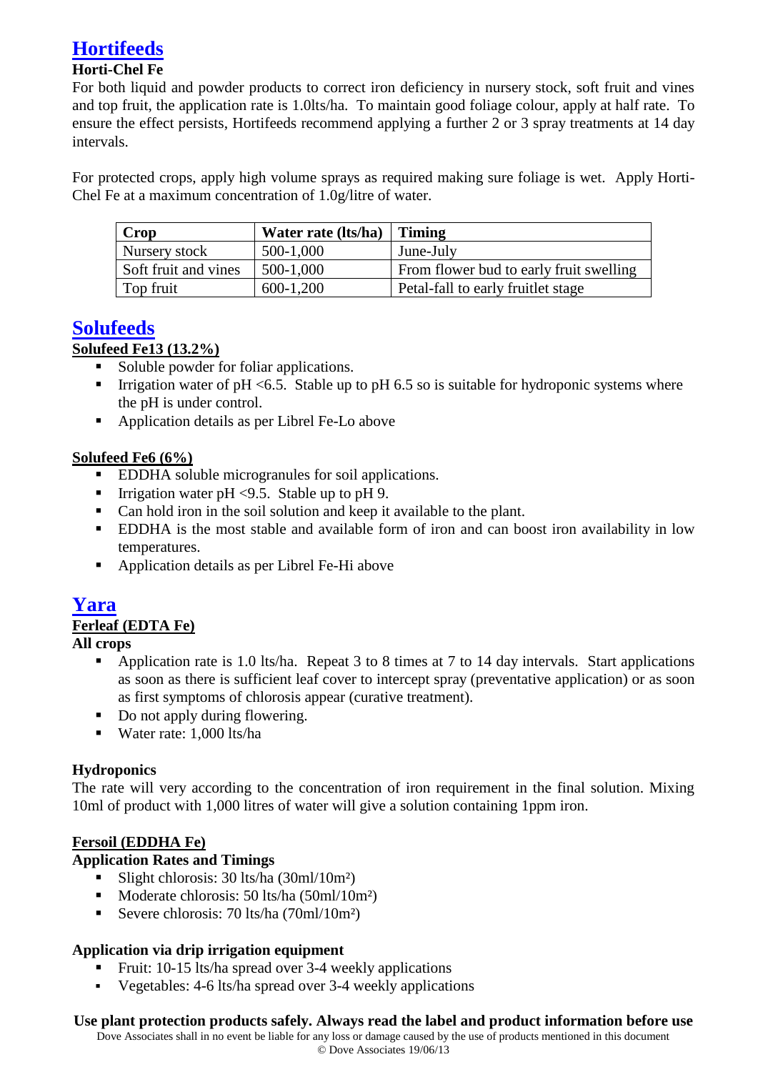## Hortifeeds

**Horti-Chel Fe**

For both liquid and powder products to correct iron deficiency in nursery stock, soft fruit and vines and top fruit, the application rate is 1.0lts/ha. To maintain good foliage colour, apply at half rate. To ensure the effect persists, Hortifeeds recommend applying a further 2 or 3 spray treatments at 14 day intervals.

For protected crops, apply high volume sprays as required making sure foliage is wet. Apply Horti-Chel Fe at a maximum concentration of 1.0g/litre of water.

| Crop | Water rate (lts/ha) | Timing |
|---|---|---|
| Nursery stock | 500-1,000 | June-July |
| Soft fruit and vines | 500-1,000 | From flower bud to early fruit swelling |
| Top fruit | 600-1,200 | Petal-fall to early fruitlet stage |

## Solufeeds

**Solufeed Fe13 (13.2%)**

- Soluble powder for foliar applications.
- Irrigation water of pH <6.5. Stable up to pH 6.5 so is suitable for hydroponic systems where the pH is under control.
- Application details as per Librel Fe-Lo above

**Solufeed Fe6 (6%)**

- EDDHA soluble microgranules for soil applications.
- Irrigation water pH <9.5. Stable up to pH 9.
- Can hold iron in the soil solution and keep it available to the plant.
- EDDHA is the most stable and available form of iron and can boost iron availability in low temperatures.
- Application details as per Librel Fe-Hi above

## Yara

**Ferleaf (EDTA Fe)**

**All crops**

- Application rate is 1.0 lts/ha. Repeat 3 to 8 times at 7 to 14 day intervals. Start applications as soon as there is sufficient leaf cover to intercept spray (preventative application) or as soon as first symptoms of chlorosis appear (curative treatment).
- Do not apply during flowering.
- Water rate: 1,000 lts/ha

**Hydroponics**

The rate will very according to the concentration of iron requirement in the final solution. Mixing 10ml of product with 1,000 litres of water will give a solution containing 1ppm iron.

**Fersoil (EDDHA Fe)**

**Application Rates and Timings**

- Slight chlorosis: 30 lts/ha (30ml/10m²)
- Moderate chlorosis: 50 lts/ha (50ml/10m²)
- Severe chlorosis: 70 lts/ha (70ml/10m²)

**Application via drip irrigation equipment**

- Fruit: 10-15 lts/ha spread over 3-4 weekly applications
- Vegetables: 4-6 lts/ha spread over 3-4 weekly applications

**Use plant protection products safely. Always read the label and product information before use**

Dove Associates shall in no event be liable for any loss or damage caused by the use of products mentioned in this document

© Dove Associates 19/06/13